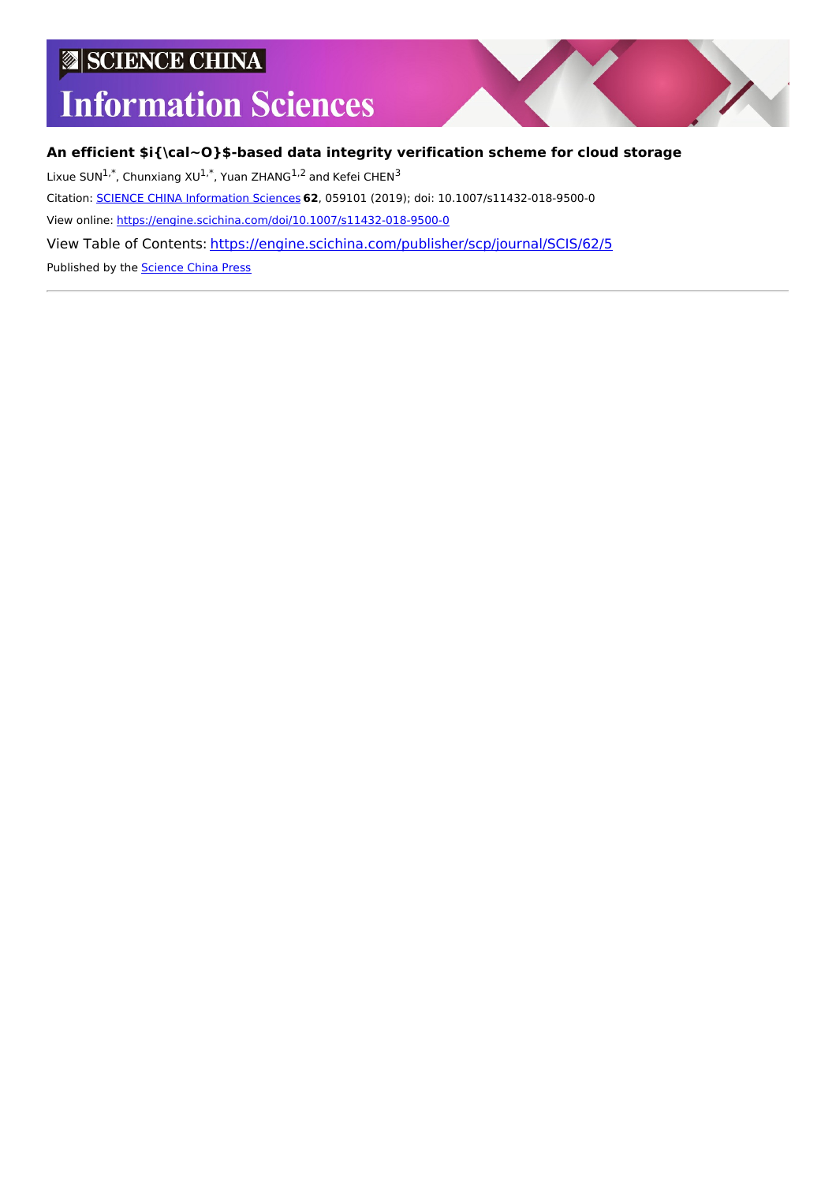SCIENCE CHINA

# Information Sciences

## An efficient $i{\cal~O}$-based data integrity verification scheme for cloud storage

Lixue SUN[1,*], Chunxiang XU[1,*], Yuan ZHANG[1,2] and Kefei CHEN[3]

Citation: SCIENCE CHINA Information Sciences **62**, 059101 (2019); doi: 10.1007/s11432-018-9500-0

View online: https://engine.scichina.com/doi/10.1007/s11432-018-9500-0

View Table of Contents: https://engine.scichina.com/publisher/scp/journal/SCIS/62/5

Published by the Science China Press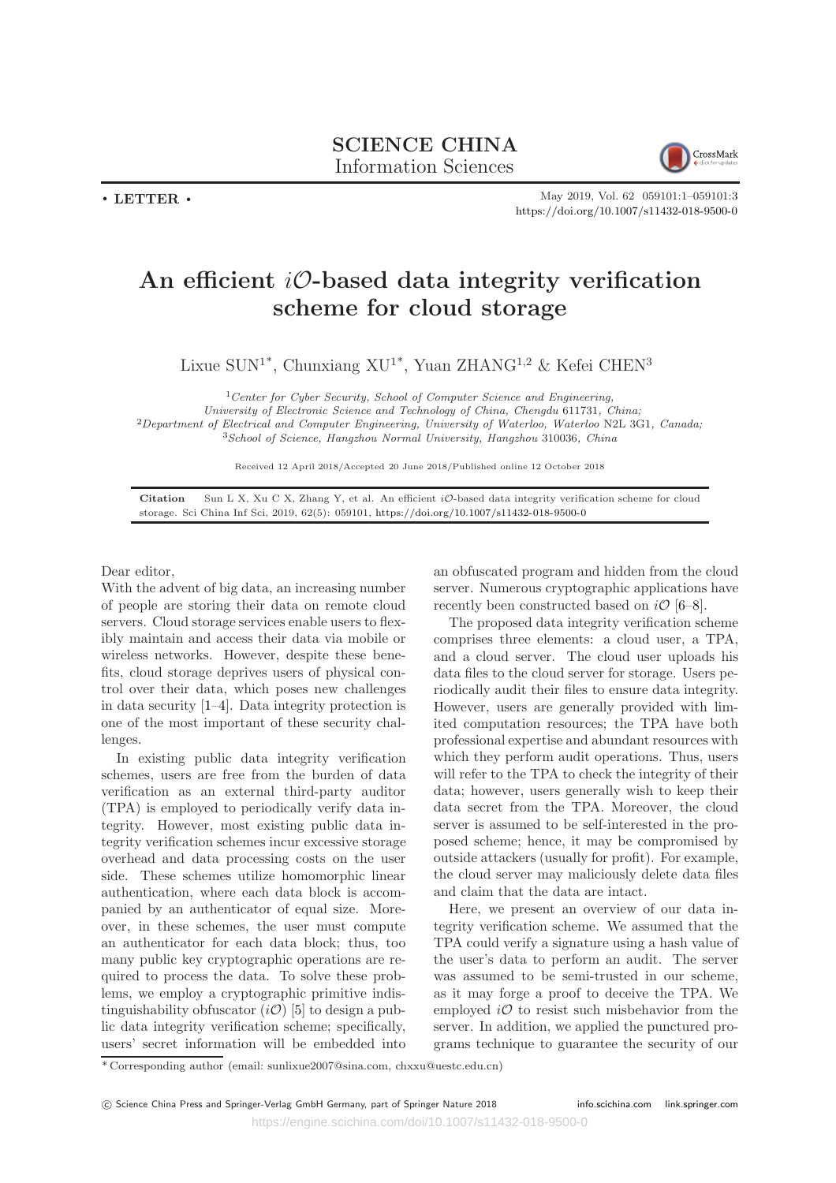# An efficient $i\mathcal{O}$-based data integrity verification scheme for cloud storage

Lixue SUN[1*], Chunxiang XU[1*], Yuan ZHANG[1,2] & Kefei CHEN[3]

[1] *Center for Cyber Security, School of Computer Science and Engineering, University of Electronic Science and Technology of China, Chengdu* 611731*, China;*
[2] *Department of Electrical and Computer Engineering, University of Waterloo, Waterloo* N2L 3G1*, Canada;*
[3] *School of Science, Hangzhou Normal University, Hangzhou* 310036*, China*

Received 12 April 2018/Accepted 20 June 2018/Published online 12 October 2018

**Citation** Sun L X, Xu C X, Zhang Y, et al. An efficient $i\mathcal{O}$-based data integrity verification scheme for cloud storage. Sci China Inf Sci, 2019, 62(5): 059101, https://doi.org/10.1007/s11432-018-9500-0

Dear editor,

With the advent of big data, an increasing number of people are storing their data on remote cloud servers. Cloud storage services enable users to flexibly maintain and access their data via mobile or wireless networks. However, despite these benefits, cloud storage deprives users of physical control over their data, which poses new challenges in data security [1–4]. Data integrity protection is one of the most important of these security challenges.

In existing public data integrity verification schemes, users are free from the burden of data verification as an external third-party auditor (TPA) is employed to periodically verify data integrity. However, most existing public data integrity verification schemes incur excessive storage overhead and data processing costs on the user side. These schemes utilize homomorphic linear authentication, where each data block is accompanied by an authenticator of equal size. Moreover, in these schemes, the user must compute an authenticator for each data block; thus, too many public key cryptographic operations are required to process the data. To solve these problems, we employ a cryptographic primitive indistinguishability obfuscator ($i\mathcal{O}$) [5] to design a public data integrity verification scheme; specifically, users' secret information will be embedded into an obfuscated program and hidden from the cloud server. Numerous cryptographic applications have recently been constructed based on $i\mathcal{O}$ [6–8].

The proposed data integrity verification scheme comprises three elements: a cloud user, a TPA, and a cloud server. The cloud user uploads his data files to the cloud server for storage. Users periodically audit their files to ensure data integrity. However, users are generally provided with limited computation resources; the TPA have both professional expertise and abundant resources with which they perform audit operations. Thus, users will refer to the TPA to check the integrity of their data; however, users generally wish to keep their data secret from the TPA. Moreover, the cloud server is assumed to be self-interested in the proposed scheme; hence, it may be compromised by outside attackers (usually for profit). For example, the cloud server may maliciously delete data files and claim that the data are intact.

Here, we present an overview of our data integrity verification scheme. We assumed that the TPA could verify a signature using a hash value of the user's data to perform an audit. The server was assumed to be semi-trusted in our scheme, as it may forge a proof to deceive the TPA. We employed $i\mathcal{O}$ to resist such misbehavior from the server. In addition, we applied the punctured programs technique to guarantee the security of our

\* Corresponding author (email: sunlixue2007@sina.com, chxxu@uestc.edu.cn)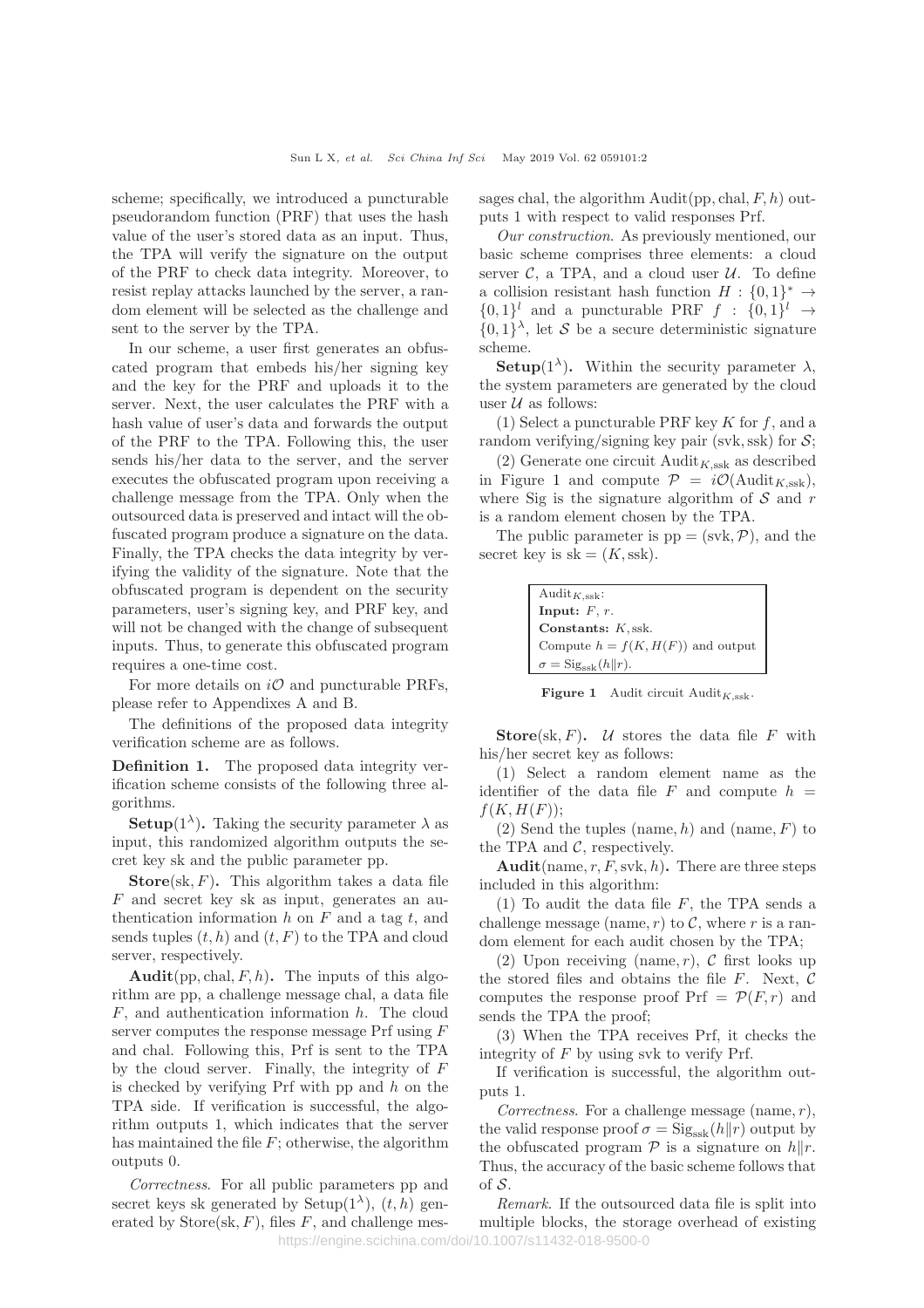scheme; specifically, we introduced a puncturable pseudorandom function (PRF) that uses the hash value of the user's stored data as an input. Thus, the TPA will verify the signature on the output of the PRF to check data integrity. Moreover, to resist replay attacks launched by the server, a random element will be selected as the challenge and sent to the server by the TPA.

In our scheme, a user first generates an obfuscated program that embeds his/her signing key and the key for the PRF and uploads it to the server. Next, the user calculates the PRF with a hash value of user's data and forwards the output of the PRF to the TPA. Following this, the user sends his/her data to the server, and the server executes the obfuscated program upon receiving a challenge message from the TPA. Only when the outsourced data is preserved and intact will the obfuscated program produce a signature on the data. Finally, the TPA checks the data integrity by verifying the validity of the signature. Note that the obfuscated program is dependent on the security parameters, user's signing key, and PRF key, and will not be changed with the change of subsequent inputs. Thus, to generate this obfuscated program requires a one-time cost.

For more details on $i\mathcal{O}$ and puncturable PRFs, please refer to Appendixes A and B.

The definitions of the proposed data integrity verification scheme are as follows.

**Definition 1.** The proposed data integrity verification scheme consists of the following three algorithms.

**Setup**$(1^\lambda)$**.** Taking the security parameter $\lambda$ as input, this randomized algorithm outputs the secret key sk and the public parameter pp.

**Store**$(\mathrm{sk}, F)$**.** This algorithm takes a data file $F$ and secret key sk as input, generates an authentication information $h$ on $F$ and a tag $t$, and sends tuples $(t, h)$ and $(t, F)$ to the TPA and cloud server, respectively.

**Audit**$(\mathrm{pp}, \mathrm{chal}, F, h)$**.** The inputs of this algorithm are pp, a challenge message chal, a data file $F$, and authentication information $h$. The cloud server computes the response message Prf using $F$ and chal. Following this, Prf is sent to the TPA by the cloud server. Finally, the integrity of $F$ is checked by verifying Prf with pp and $h$ on the TPA side. If verification is successful, the algorithm outputs 1, which indicates that the server has maintained the file $F$; otherwise, the algorithm outputs 0.

*Correctness*. For all public parameters pp and secret keys sk generated by Setup$(1^\lambda)$, $(t, h)$ generated by Store$(\mathrm{sk}, F)$, files $F$, and challenge messages chal, the algorithm Audit$(\mathrm{pp}, \mathrm{chal}, F, h)$ outputs 1 with respect to valid responses Prf.

*Our construction*. As previously mentioned, our basic scheme comprises three elements: a cloud server $\mathcal{C}$, a TPA, and a cloud user $\mathcal{U}$. To define a collision resistant hash function $H : \{0,1\}^* \rightarrow \{0,1\}^l$ and a puncturable PRF $f : \{0,1\}^l \rightarrow \{0,1\}^\lambda$, let $\mathcal{S}$ be a secure deterministic signature scheme.

**Setup**$(1^\lambda)$**.** Within the security parameter $\lambda$, the system parameters are generated by the cloud user $\mathcal{U}$ as follows:

(1) Select a puncturable PRF key $K$ for $f$, and a random verifying/signing key pair (svk, ssk) for $\mathcal{S}$;

(2) Generate one circuit $\mathrm{Audit}_{K,\mathrm{ssk}}$ as described in Figure 1 and compute $\mathcal{P} = i\mathcal{O}(\mathrm{Audit}_{K,\mathrm{ssk}})$, where Sig is the signature algorithm of $\mathcal{S}$ and $r$ is a random element chosen by the TPA.

The public parameter is $\mathrm{pp} = (\mathrm{svk}, \mathcal{P})$, and the secret key is $\mathrm{sk} = (K, \mathrm{ssk})$.

| $\mathrm{Audit}_{K,\mathrm{ssk}}$: |
|---|
| **Input:** $F$, $r$. |
| **Constants:** $K$, ssk. |
| Compute $h = f(K, H(F))$ and output $\sigma = \mathrm{Sig}_{\mathrm{ssk}}(h\|r)$. |

**Figure 1** Audit circuit $\mathrm{Audit}_{K,\mathrm{ssk}}$.

**Store**$(\mathrm{sk}, F)$**.** $\mathcal{U}$ stores the data file $F$ with his/her secret key as follows:

(1) Select a random element name as the identifier of the data file $F$ and compute $h = f(K, H(F))$;

(2) Send the tuples $(\mathrm{name}, h)$ and $(\mathrm{name}, F)$ to the TPA and $\mathcal{C}$, respectively.

**Audit**$(\mathrm{name}, r, F, \mathrm{svk}, h)$**.** There are three steps included in this algorithm:

(1) To audit the data file $F$, the TPA sends a challenge message $(\mathrm{name}, r)$ to $\mathcal{C}$, where $r$ is a random element for each audit chosen by the TPA;

(2) Upon receiving $(\mathrm{name}, r)$, $\mathcal{C}$ first looks up the stored files and obtains the file $F$. Next, $\mathcal{C}$ computes the response proof $\mathrm{Prf} = \mathcal{P}(F, r)$ and sends the TPA the proof;

(3) When the TPA receives Prf, it checks the integrity of $F$ by using svk to verify Prf.

If verification is successful, the algorithm outputs 1.

*Correctness*. For a challenge message $(\mathrm{name}, r)$, the valid response proof $\sigma = \mathrm{Sig}_{\mathrm{ssk}}(h\|r)$ output by the obfuscated program $\mathcal{P}$ is a signature on $h\|r$. Thus, the accuracy of the basic scheme follows that of $\mathcal{S}$.

*Remark*. If the outsourced data file is split into multiple blocks, the storage overhead of existing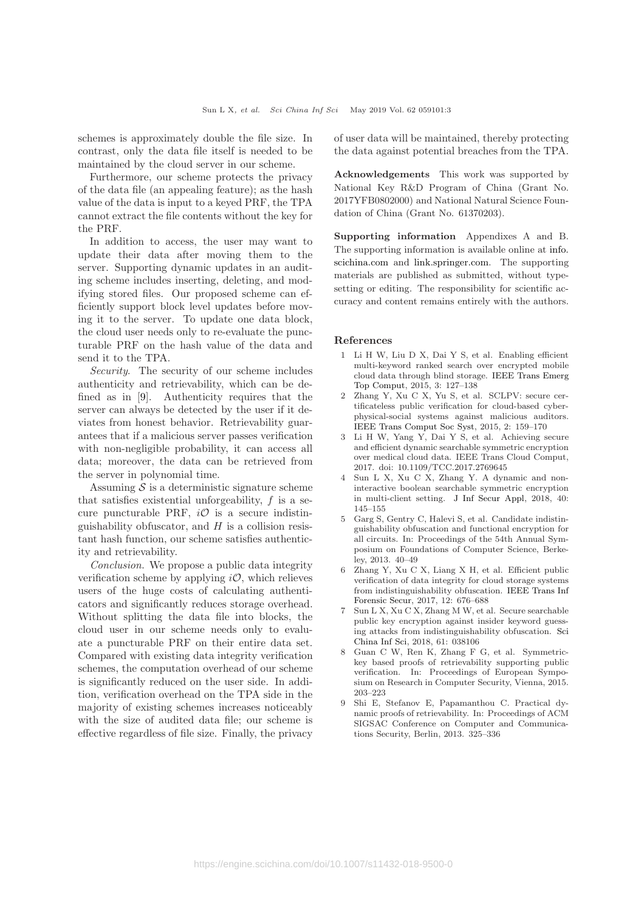schemes is approximately double the file size. In contrast, only the data file itself is needed to be maintained by the cloud server in our scheme.

Furthermore, our scheme protects the privacy of the data file (an appealing feature); as the hash value of the data is input to a keyed PRF, the TPA cannot extract the file contents without the key for the PRF.

In addition to access, the user may want to update their data after moving them to the server. Supporting dynamic updates in an auditing scheme includes inserting, deleting, and modifying stored files. Our proposed scheme can efficiently support block level updates before moving it to the server. To update one data block, the cloud user needs only to re-evaluate the puncturable PRF on the hash value of the data and send it to the TPA.

*Security*. The security of our scheme includes authenticity and retrievability, which can be defined as in [9]. Authenticity requires that the server can always be detected by the user if it deviates from honest behavior. Retrievability guarantees that if a malicious server passes verification with non-negligible probability, it can access all data; moreover, the data can be retrieved from the server in polynomial time.

Assuming $\mathcal{S}$ is a deterministic signature scheme that satisfies existential unforgeability, $f$ is a secure puncturable PRF, $i\mathcal{O}$ is a secure indistinguishability obfuscator, and $H$ is a collision resistant hash function, our scheme satisfies authenticity and retrievability.

*Conclusion*. We propose a public data integrity verification scheme by applying $i\mathcal{O}$, which relieves users of the huge costs of calculating authenticators and significantly reduces storage overhead. Without splitting the data file into blocks, the cloud user in our scheme needs only to evaluate a puncturable PRF on their entire data set. Compared with existing data integrity verification schemes, the computation overhead of our scheme is significantly reduced on the user side. In addition, verification overhead on the TPA side in the majority of existing schemes increases noticeably with the size of audited data file; our scheme is effective regardless of file size. Finally, the privacy of user data will be maintained, thereby protecting the data against potential breaches from the TPA.

**Acknowledgements** This work was supported by National Key R&D Program of China (Grant No. 2017YFB0802000) and National Natural Science Foundation of China (Grant No. 61370203).

**Supporting information** Appendixes A and B. The supporting information is available online at info.scichina.com and link.springer.com. The supporting materials are published as submitted, without typesetting or editing. The responsibility for scientific accuracy and content remains entirely with the authors.

## References

1. Li H W, Liu D X, Dai Y S, et al. Enabling efficient multi-keyword ranked search over encrypted mobile cloud data through blind storage. IEEE Trans Emerg Top Comput, 2015, 3: 127–138
2. Zhang Y, Xu C X, Yu S, et al. SCLPV: secure certificateless public verification for cloud-based cyber-physical-social systems against malicious auditors. IEEE Trans Comput Soc Syst, 2015, 2: 159–170
3. Li H W, Yang Y, Dai Y S, et al. Achieving secure and efficient dynamic searchable symmetric encryption over medical cloud data. IEEE Trans Cloud Comput, 2017. doi: 10.1109/TCC.2017.2769645
4. Sun L X, Xu C X, Zhang Y. A dynamic and non-interactive boolean searchable symmetric encryption in multi-client setting. J Inf Secur Appl, 2018, 40: 145–155
5. Garg S, Gentry C, Halevi S, et al. Candidate indistinguishability obfuscation and functional encryption for all circuits. In: Proceedings of the 54th Annual Symposium on Foundations of Computer Science, Berkeley, 2013. 40–49
6. Zhang Y, Xu C X, Liang X H, et al. Efficient public verification of data integrity for cloud storage systems from indistinguishability obfuscation. IEEE Trans Inf Forensic Secur, 2017, 12: 676–688
7. Sun L X, Xu C X, Zhang M W, et al. Secure searchable public key encryption against insider keyword guessing attacks from indistinguishability obfuscation. Sci China Inf Sci, 2018, 61: 038106
8. Guan C W, Ren K, Zhang F G, et al. Symmetric-key based proofs of retrievability supporting public verification. In: Proceedings of European Symposium on Research in Computer Security, Vienna, 2015. 203–223
9. Shi E, Stefanov E, Papamanthou C. Practical dynamic proofs of retrievability. In: Proceedings of ACM SIGSAC Conference on Computer and Communications Security, Berlin, 2013. 325–336